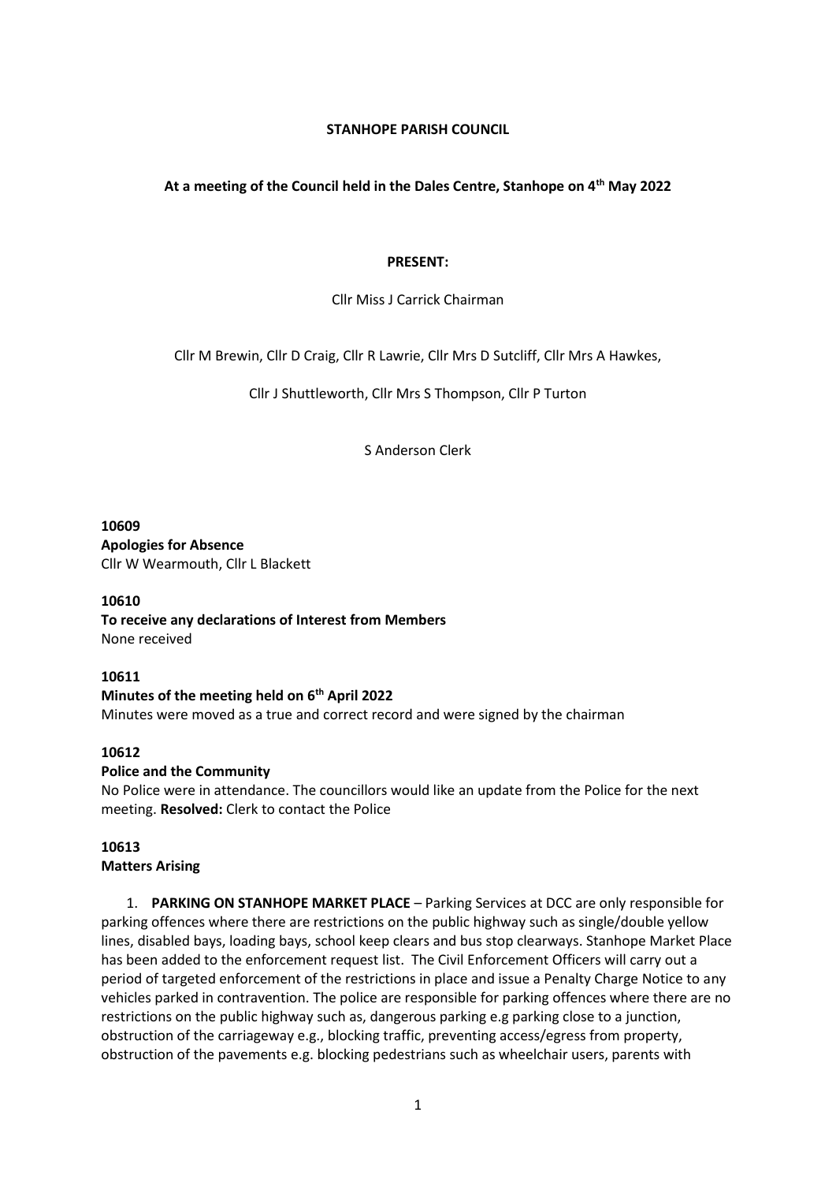# STANHOPE PARISH COUNCIL

**At a meeting of the Council held in the Dales Centre, Stanhope on 4th May 2022**

**PRESENT:**

Cllr Miss J Carrick Chairman

Cllr M Brewin, Cllr D Craig, Cllr R Lawrie, Cllr Mrs D Sutcliff, Cllr Mrs A Hawkes,

Cllr J Shuttleworth, Cllr Mrs S Thompson, Cllr P Turton

S Anderson Clerk

**10609**
**Apologies for Absence**
Cllr W Wearmouth, Cllr L Blackett

**10610**
**To receive any declarations of Interest from Members**
None received

**10611**
**Minutes of the meeting held on 6th April 2022**
Minutes were moved as a true and correct record and were signed by the chairman

**10612**
**Police and the Community**
No Police were in attendance. The councillors would like an update from the Police for the next meeting. **Resolved:** Clerk to contact the Police

**10613**
**Matters Arising**

1. **PARKING ON STANHOPE MARKET PLACE** – Parking Services at DCC are only responsible for parking offences where there are restrictions on the public highway such as single/double yellow lines, disabled bays, loading bays, school keep clears and bus stop clearways. Stanhope Market Place has been added to the enforcement request list. The Civil Enforcement Officers will carry out a period of targeted enforcement of the restrictions in place and issue a Penalty Charge Notice to any vehicles parked in contravention. The police are responsible for parking offences where there are no restrictions on the public highway such as, dangerous parking e.g parking close to a junction, obstruction of the carriageway e.g., blocking traffic, preventing access/egress from property, obstruction of the pavements e.g. blocking pedestrians such as wheelchair users, parents with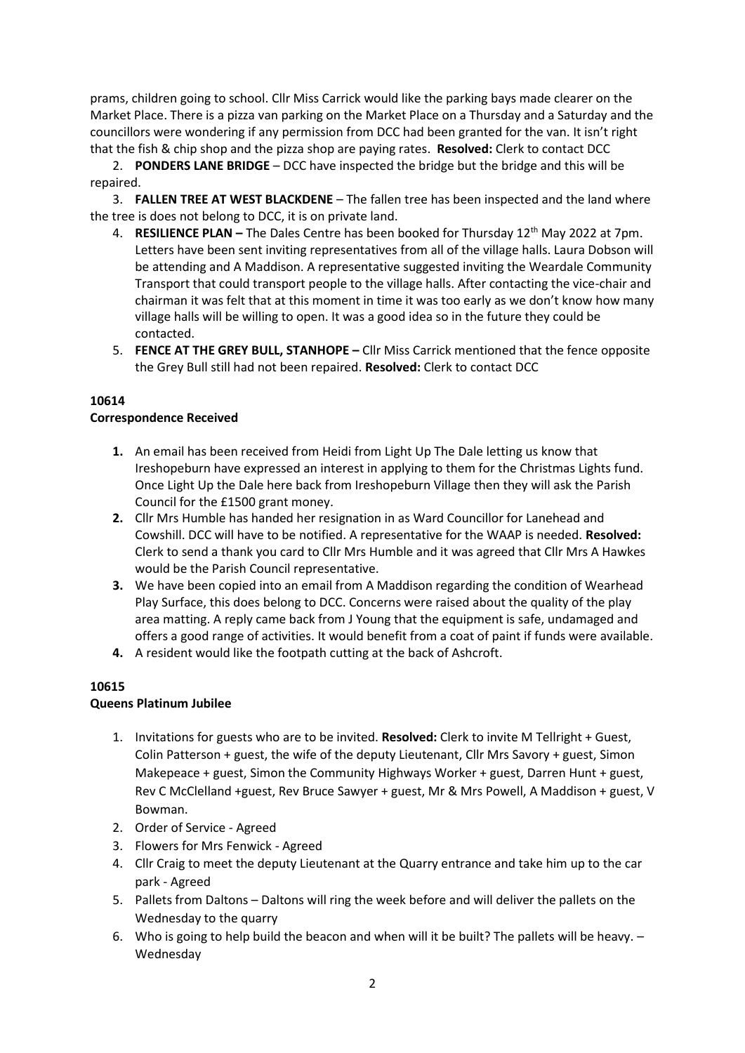prams, children going to school. Cllr Miss Carrick would like the parking bays made clearer on the Market Place. There is a pizza van parking on the Market Place on a Thursday and a Saturday and the councillors were wondering if any permission from DCC had been granted for the van. It isn't right that the fish & chip shop and the pizza shop are paying rates. **Resolved:** Clerk to contact DCC

2. **PONDERS LANE BRIDGE** – DCC have inspected the bridge but the bridge and this will be repaired.
3. **FALLEN TREE AT WEST BLACKDENE** – The fallen tree has been inspected and the land where the tree is does not belong to DCC, it is on private land.
4. **RESILIENCE PLAN –** The Dales Centre has been booked for Thursday 12th May 2022 at 7pm. Letters have been sent inviting representatives from all of the village halls. Laura Dobson will be attending and A Maddison. A representative suggested inviting the Weardale Community Transport that could transport people to the village halls. After contacting the vice-chair and chairman it was felt that at this moment in time it was too early as we don't know how many village halls will be willing to open. It was a good idea so in the future they could be contacted.
5. **FENCE AT THE GREY BULL, STANHOPE –** Cllr Miss Carrick mentioned that the fence opposite the Grey Bull still had not been repaired. **Resolved:** Clerk to contact DCC

**10614**

**Correspondence Received**

1. An email has been received from Heidi from Light Up The Dale letting us know that Ireshopeburn have expressed an interest in applying to them for the Christmas Lights fund. Once Light Up the Dale here back from Ireshopeburn Village then they will ask the Parish Council for the £1500 grant money.
2. Cllr Mrs Humble has handed her resignation in as Ward Councillor for Lanehead and Cowshill. DCC will have to be notified. A representative for the WAAP is needed. **Resolved:** Clerk to send a thank you card to Cllr Mrs Humble and it was agreed that Cllr Mrs A Hawkes would be the Parish Council representative.
3. We have been copied into an email from A Maddison regarding the condition of Wearhead Play Surface, this does belong to DCC. Concerns were raised about the quality of the play area matting. A reply came back from J Young that the equipment is safe, undamaged and offers a good range of activities. It would benefit from a coat of paint if funds were available.
4. A resident would like the footpath cutting at the back of Ashcroft.

**10615**

**Queens Platinum Jubilee**

1. Invitations for guests who are to be invited. **Resolved:** Clerk to invite M Tellright + Guest, Colin Patterson + guest, the wife of the deputy Lieutenant, Cllr Mrs Savory + guest, Simon Makepeace + guest, Simon the Community Highways Worker + guest, Darren Hunt + guest, Rev C McClelland +guest, Rev Bruce Sawyer + guest, Mr & Mrs Powell, A Maddison + guest, V Bowman.
2. Order of Service - Agreed
3. Flowers for Mrs Fenwick - Agreed
4. Cllr Craig to meet the deputy Lieutenant at the Quarry entrance and take him up to the car park - Agreed
5. Pallets from Daltons – Daltons will ring the week before and will deliver the pallets on the Wednesday to the quarry
6. Who is going to help build the beacon and when will it be built? The pallets will be heavy. – Wednesday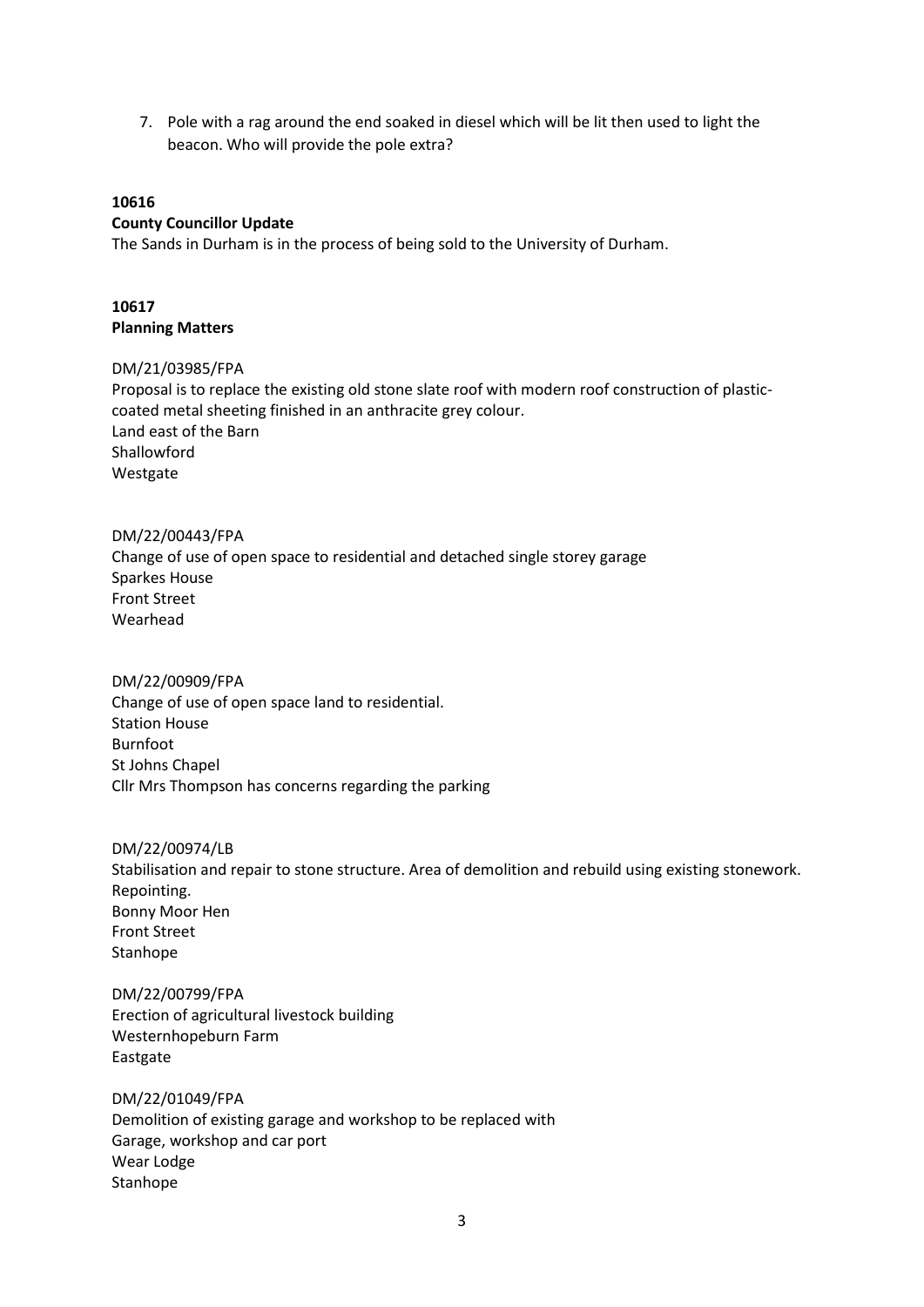7. Pole with a rag around the end soaked in diesel which will be lit then used to light the beacon. Who will provide the pole extra?

**10616**
**County Councillor Update**

The Sands in Durham is in the process of being sold to the University of Durham.

**10617**
**Planning Matters**

DM/21/03985/FPA
Proposal is to replace the existing old stone slate roof with modern roof construction of plastic-coated metal sheeting finished in an anthracite grey colour.
Land east of the Barn
Shallowford
Westgate

DM/22/00443/FPA
Change of use of open space to residential and detached single storey garage
Sparkes House
Front Street
Wearhead

DM/22/00909/FPA
Change of use of open space land to residential.
Station House
Burnfoot
St Johns Chapel
Cllr Mrs Thompson has concerns regarding the parking

DM/22/00974/LB
Stabilisation and repair to stone structure. Area of demolition and rebuild using existing stonework. Repointing.
Bonny Moor Hen
Front Street
Stanhope

DM/22/00799/FPA
Erection of agricultural livestock building
Westernhopeburn Farm
Eastgate

DM/22/01049/FPA
Demolition of existing garage and workshop to be replaced with
Garage, workshop and car port
Wear Lodge
Stanhope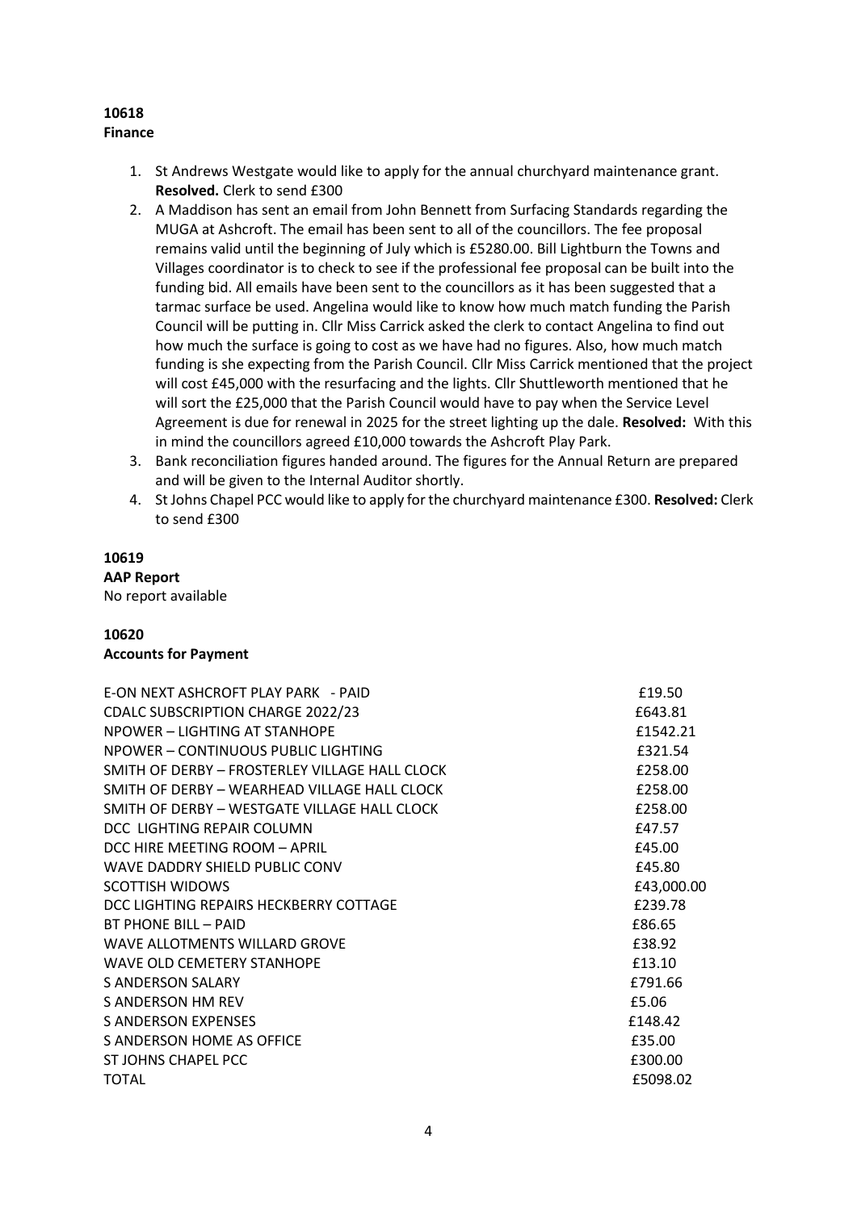**10618**
**Finance**

1. St Andrews Westgate would like to apply for the annual churchyard maintenance grant. **Resolved.** Clerk to send £300
2. A Maddison has sent an email from John Bennett from Surfacing Standards regarding the MUGA at Ashcroft. The email has been sent to all of the councillors. The fee proposal remains valid until the beginning of July which is £5280.00. Bill Lightburn the Towns and Villages coordinator is to check to see if the professional fee proposal can be built into the funding bid. All emails have been sent to the councillors as it has been suggested that a tarmac surface be used. Angelina would like to know how much match funding the Parish Council will be putting in. Cllr Miss Carrick asked the clerk to contact Angelina to find out how much the surface is going to cost as we have had no figures. Also, how much match funding is she expecting from the Parish Council. Cllr Miss Carrick mentioned that the project will cost £45,000 with the resurfacing and the lights. Cllr Shuttleworth mentioned that he will sort the £25,000 that the Parish Council would have to pay when the Service Level Agreement is due for renewal in 2025 for the street lighting up the dale. **Resolved:** With this in mind the councillors agreed £10,000 towards the Ashcroft Play Park.
3. Bank reconciliation figures handed around. The figures for the Annual Return are prepared and will be given to the Internal Auditor shortly.
4. St Johns Chapel PCC would like to apply for the churchyard maintenance £300. **Resolved:** Clerk to send £300

**10619**
**AAP Report**
No report available

**10620**
**Accounts for Payment**

| | |
|---|---|
| E-ON NEXT ASHCROFT PLAY PARK - PAID | £19.50 |
| CDALC SUBSCRIPTION CHARGE 2022/23 | £643.81 |
| NPOWER – LIGHTING AT STANHOPE | £1542.21 |
| NPOWER – CONTINUOUS PUBLIC LIGHTING | £321.54 |
| SMITH OF DERBY – FROSTERLEY VILLAGE HALL CLOCK | £258.00 |
| SMITH OF DERBY – WEARHEAD VILLAGE HALL CLOCK | £258.00 |
| SMITH OF DERBY – WESTGATE VILLAGE HALL CLOCK | £258.00 |
| DCC LIGHTING REPAIR COLUMN | £47.57 |
| DCC HIRE MEETING ROOM – APRIL | £45.00 |
| WAVE DADDRY SHIELD PUBLIC CONV | £45.80 |
| SCOTTISH WIDOWS | £43,000.00 |
| DCC LIGHTING REPAIRS HECKBERRY COTTAGE | £239.78 |
| BT PHONE BILL – PAID | £86.65 |
| WAVE ALLOTMENTS WILLARD GROVE | £38.92 |
| WAVE OLD CEMETERY STANHOPE | £13.10 |
| S ANDERSON SALARY | £791.66 |
| S ANDERSON HM REV | £5.06 |
| S ANDERSON EXPENSES | £148.42 |
| S ANDERSON HOME AS OFFICE | £35.00 |
| ST JOHNS CHAPEL PCC | £300.00 |
| TOTAL | £5098.02 |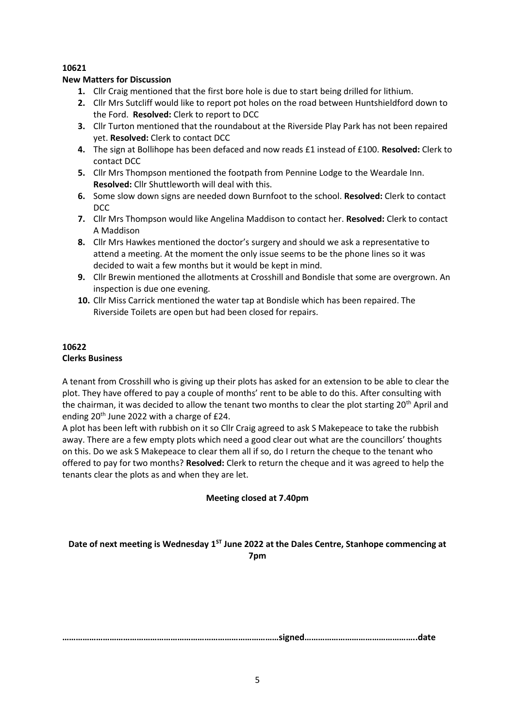**10621**

**New Matters for Discussion**

1. Cllr Craig mentioned that the first bore hole is due to start being drilled for lithium.
2. Cllr Mrs Sutcliff would like to report pot holes on the road between Huntshieldford down to the Ford. **Resolved:** Clerk to report to DCC
3. Cllr Turton mentioned that the roundabout at the Riverside Play Park has not been repaired yet. **Resolved:** Clerk to contact DCC
4. The sign at Bollihope has been defaced and now reads £1 instead of £100. **Resolved:** Clerk to contact DCC
5. Cllr Mrs Thompson mentioned the footpath from Pennine Lodge to the Weardale Inn. **Resolved:** Cllr Shuttleworth will deal with this.
6. Some slow down signs are needed down Burnfoot to the school. **Resolved:** Clerk to contact DCC
7. Cllr Mrs Thompson would like Angelina Maddison to contact her. **Resolved:** Clerk to contact A Maddison
8. Cllr Mrs Hawkes mentioned the doctor's surgery and should we ask a representative to attend a meeting. At the moment the only issue seems to be the phone lines so it was decided to wait a few months but it would be kept in mind.
9. Cllr Brewin mentioned the allotments at Crosshill and Bondisle that some are overgrown. An inspection is due one evening.
10. Cllr Miss Carrick mentioned the water tap at Bondisle which has been repaired. The Riverside Toilets are open but had been closed for repairs.

**10622**

**Clerks Business**

A tenant from Crosshill who is giving up their plots has asked for an extension to be able to clear the plot. They have offered to pay a couple of months' rent to be able to do this. After consulting with the chairman, it was decided to allow the tenant two months to clear the plot starting 20th April and ending 20th June 2022 with a charge of £24.
A plot has been left with rubbish on it so Cllr Craig agreed to ask S Makepeace to take the rubbish away. There are a few empty plots which need a good clear out what are the councillors' thoughts on this. Do we ask S Makepeace to clear them all if so, do I return the cheque to the tenant who offered to pay for two months? **Resolved:** Clerk to return the cheque and it was agreed to help the tenants clear the plots as and when they are let.

**Meeting closed at 7.40pm**

**Date of next meeting is Wednesday 1ST June 2022 at the Dales Centre, Stanhope commencing at 7pm**

**……………………………………………………………………………………signed…………………………………………..date**